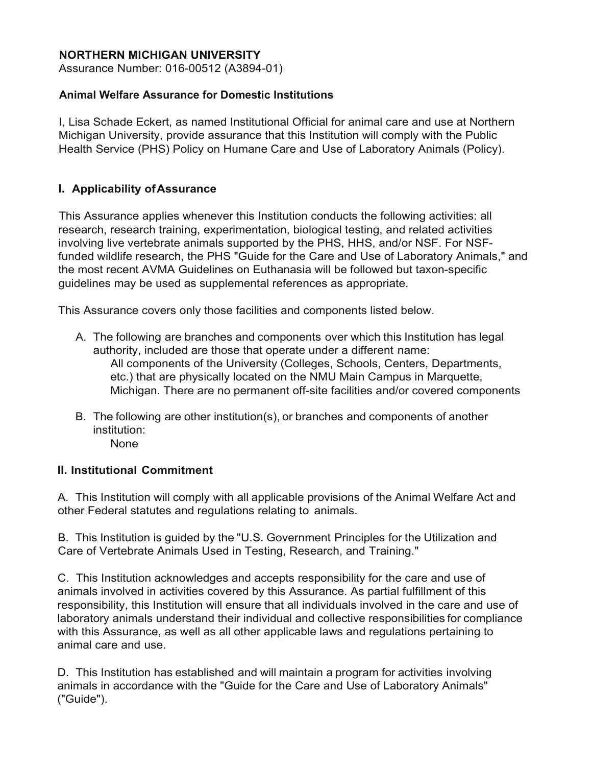**NORTHERN MICHIGAN UNIVERSITY**
Assurance Number: 016-00512 (A3894-01)

**Animal Welfare Assurance for Domestic Institutions**

I, Lisa Schade Eckert, as named Institutional Official for animal care and use at Northern Michigan University, provide assurance that this Institution will comply with the Public Health Service (PHS) Policy on Humane Care and Use of Laboratory Animals (Policy).

## I. Applicability of Assurance

This Assurance applies whenever this Institution conducts the following activities: all research, research training, experimentation, biological testing, and related activities involving live vertebrate animals supported by the PHS, HHS, and/or NSF. For NSF-funded wildlife research, the PHS "Guide for the Care and Use of Laboratory Animals," and the most recent AVMA Guidelines on Euthanasia will be followed but taxon-specific guidelines may be used as supplemental references as appropriate.

This Assurance covers only those facilities and components listed below.

A. The following are branches and components over which this Institution has legal authority, included are those that operate under a different name:
   All components of the University (Colleges, Schools, Centers, Departments, etc.) that are physically located on the NMU Main Campus in Marquette, Michigan. There are no permanent off-site facilities and/or covered components

B. The following are other institution(s), or branches and components of another institution:
   None

## II. Institutional Commitment

A. This Institution will comply with all applicable provisions of the Animal Welfare Act and other Federal statutes and regulations relating to animals.

B. This Institution is guided by the "U.S. Government Principles for the Utilization and Care of Vertebrate Animals Used in Testing, Research, and Training."

C. This Institution acknowledges and accepts responsibility for the care and use of animals involved in activities covered by this Assurance. As partial fulfillment of this responsibility, this Institution will ensure that all individuals involved in the care and use of laboratory animals understand their individual and collective responsibilities for compliance with this Assurance, as well as all other applicable laws and regulations pertaining to animal care and use.

D. This Institution has established and will maintain a program for activities involving animals in accordance with the "Guide for the Care and Use of Laboratory Animals" ("Guide").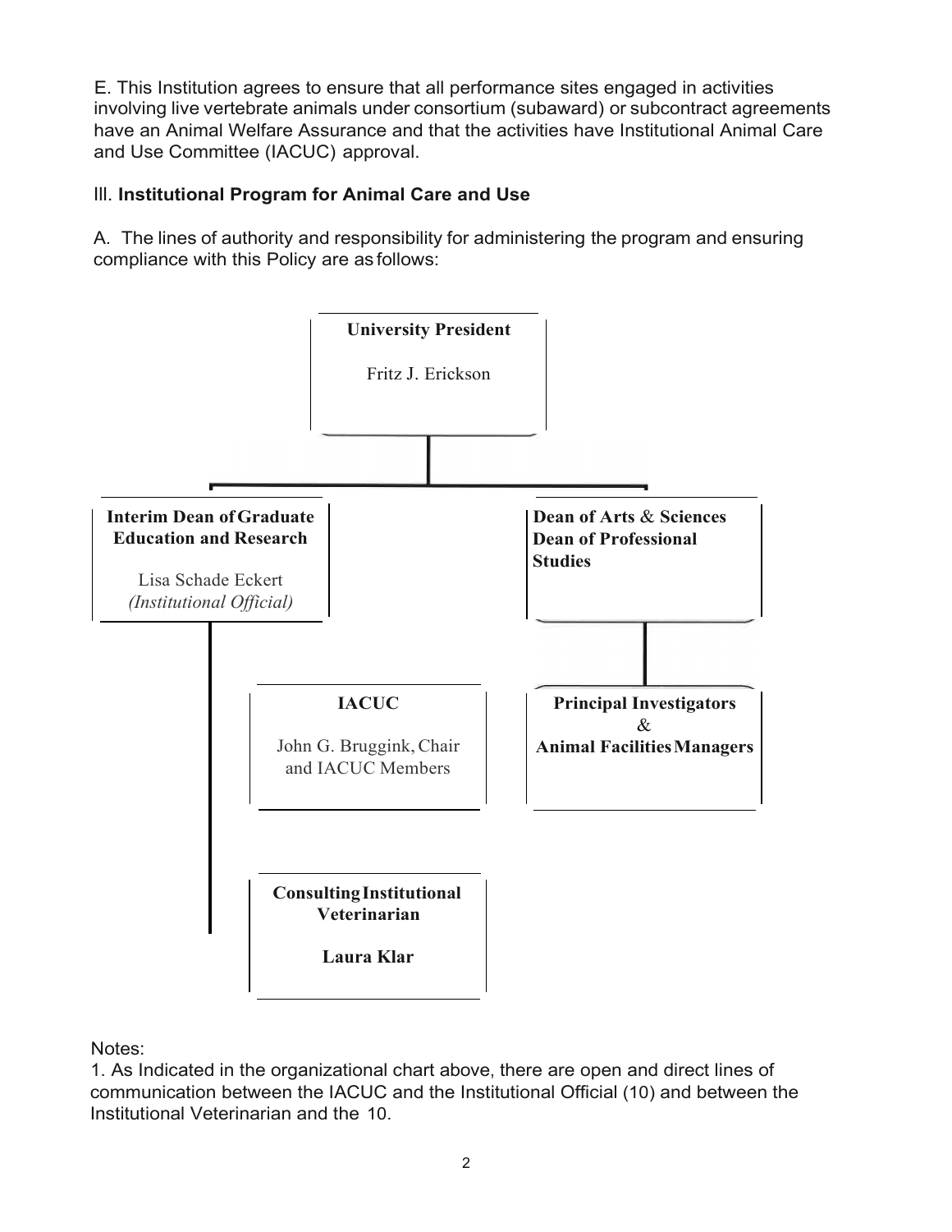E. This Institution agrees to ensure that all performance sites engaged in activities involving live vertebrate animals under consortium (subaward) or subcontract agreements have an Animal Welfare Assurance and that the activities have Institutional Animal Care and Use Committee (IACUC) approval.

III. **Institutional Program for Animal Care and Use**

A. The lines of authority and responsibility for administering the program and ensuring compliance with this Policy are as follows:

**University President**

Fritz J. Erickson

**Interim Dean of Graduate Education and Research**

Lisa Schade Eckert
*(Institutional Official)*

**Dean of Arts & Sciences**
**Dean of Professional Studies**

**IACUC**

John G. Bruggink, Chair and IACUC Members

**Principal Investigators & Animal Facilities Managers**

**Consulting Institutional Veterinarian**

**Laura Klar**

Notes:

1. As Indicated in the organizational chart above, there are open and direct lines of communication between the IACUC and the Institutional Official (10) and between the Institutional Veterinarian and the 10.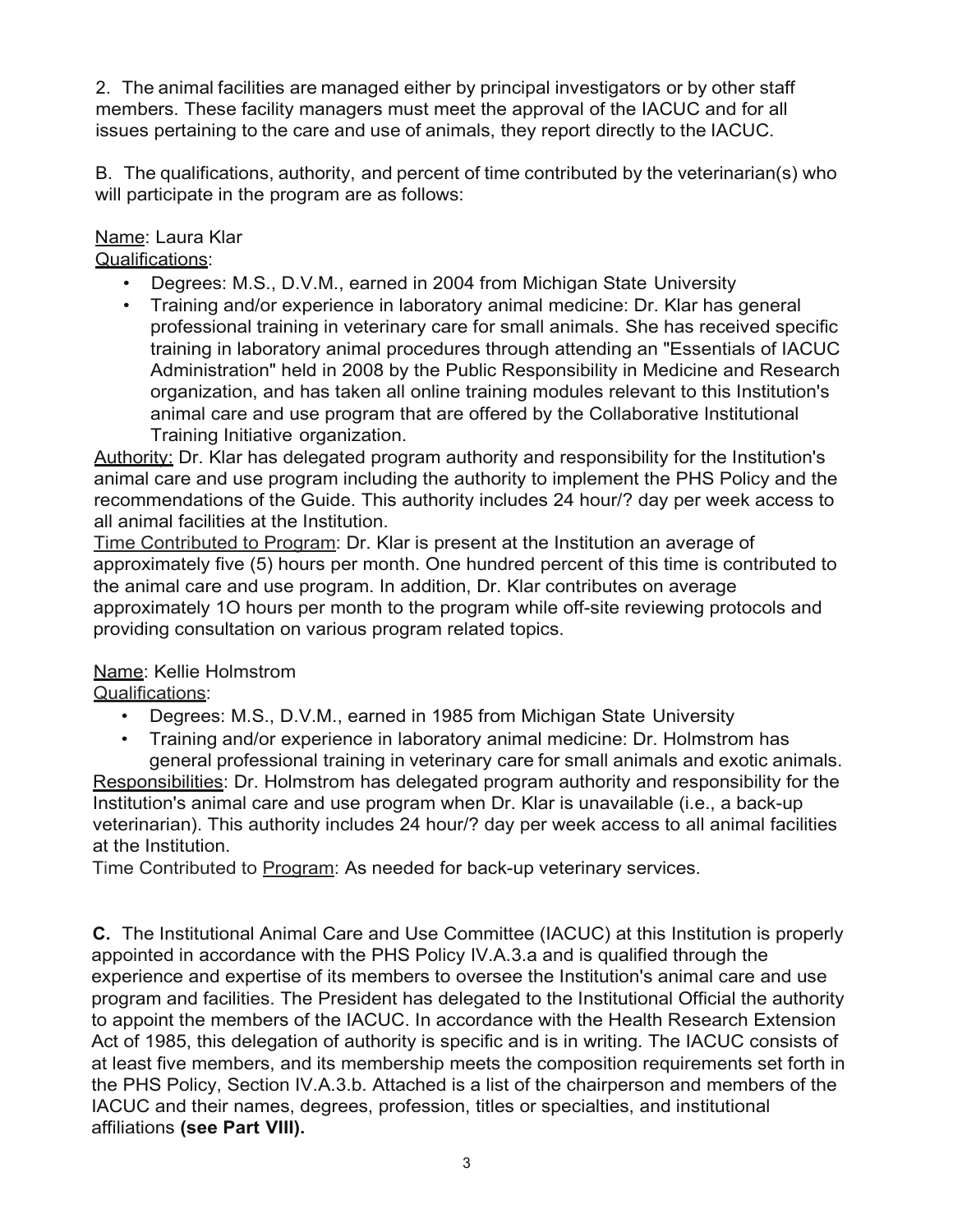2. The animal facilities are managed either by principal investigators or by other staff members. These facility managers must meet the approval of the IACUC and for all issues pertaining to the care and use of animals, they report directly to the IACUC.

B. The qualifications, authority, and percent of time contributed by the veterinarian(s) who will participate in the program are as follows:

Name: Laura Klar

Qualifications:

- Degrees: M.S., D.V.M., earned in 2004 from Michigan State University
- Training and/or experience in laboratory animal medicine: Dr. Klar has general professional training in veterinary care for small animals. She has received specific training in laboratory animal procedures through attending an "Essentials of IACUC Administration" held in 2008 by the Public Responsibility in Medicine and Research organization, and has taken all online training modules relevant to this Institution's animal care and use program that are offered by the Collaborative Institutional Training Initiative organization.

Authority: Dr. Klar has delegated program authority and responsibility for the Institution's animal care and use program including the authority to implement the PHS Policy and the recommendations of the Guide. This authority includes 24 hour/? day per week access to all animal facilities at the Institution.

Time Contributed to Program: Dr. Klar is present at the Institution an average of approximately five (5) hours per month. One hundred percent of this time is contributed to the animal care and use program. In addition, Dr. Klar contributes on average approximately 1O hours per month to the program while off-site reviewing protocols and providing consultation on various program related topics.

Name: Kellie Holmstrom

Qualifications:

- Degrees: M.S., D.V.M., earned in 1985 from Michigan State University
- Training and/or experience in laboratory animal medicine: Dr. Holmstrom has general professional training in veterinary care for small animals and exotic animals.

Responsibilities: Dr. Holmstrom has delegated program authority and responsibility for the Institution's animal care and use program when Dr. Klar is unavailable (i.e., a back-up veterinarian). This authority includes 24 hour/? day per week access to all animal facilities at the Institution.

Time Contributed to Program: As needed for back-up veterinary services.

**C.** The Institutional Animal Care and Use Committee (IACUC) at this Institution is properly appointed in accordance with the PHS Policy IV.A.3.a and is qualified through the experience and expertise of its members to oversee the Institution's animal care and use program and facilities. The President has delegated to the Institutional Official the authority to appoint the members of the IACUC. In accordance with the Health Research Extension Act of 1985, this delegation of authority is specific and is in writing. The IACUC consists of at least five members, and its membership meets the composition requirements set forth in the PHS Policy, Section IV.A.3.b. Attached is a list of the chairperson and members of the IACUC and their names, degrees, profession, titles or specialties, and institutional affiliations **(see Part VIII).**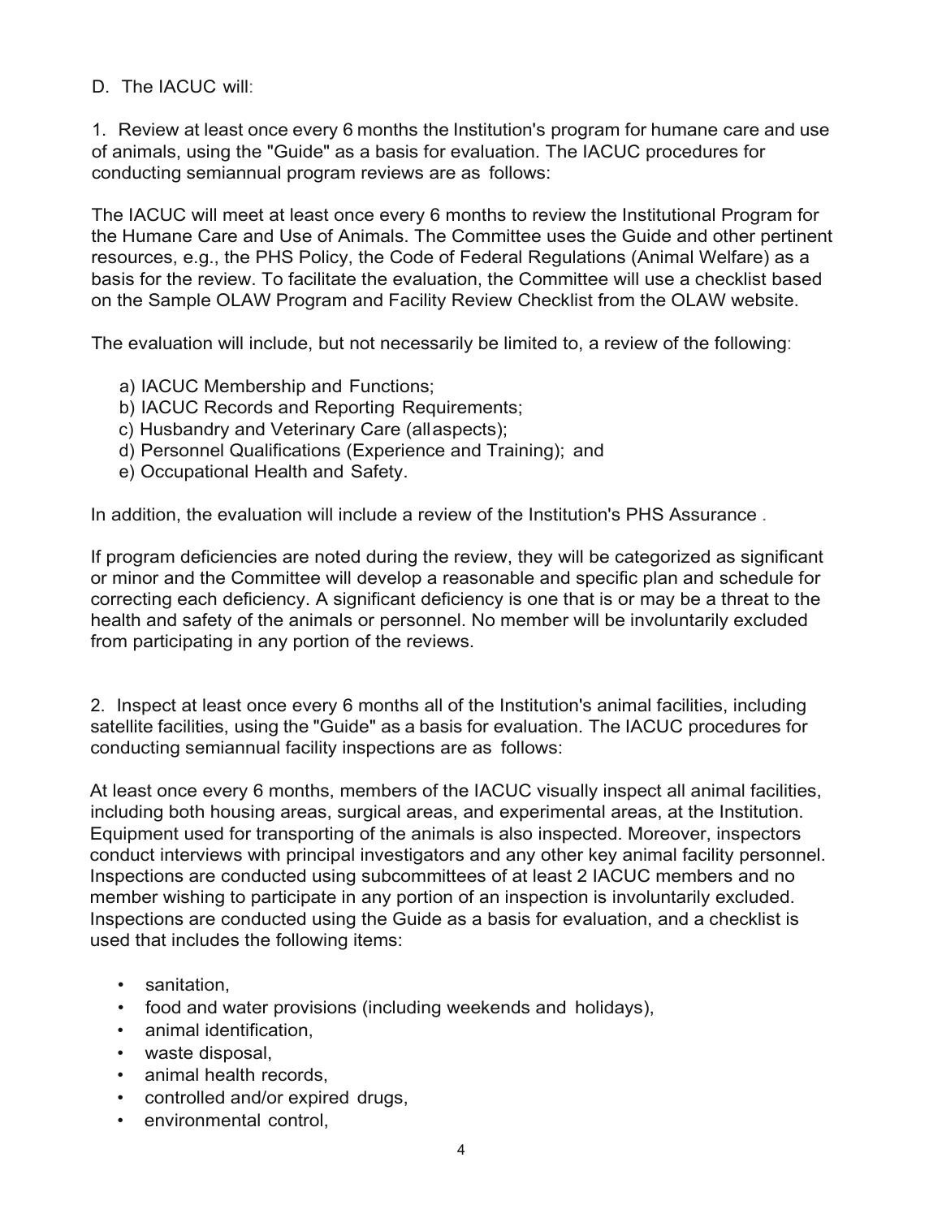D. The IACUC will:

1. Review at least once every 6 months the Institution's program for humane care and use of animals, using the "Guide" as a basis for evaluation. The IACUC procedures for conducting semiannual program reviews are as follows:

The IACUC will meet at least once every 6 months to review the Institutional Program for the Humane Care and Use of Animals. The Committee uses the Guide and other pertinent resources, e.g., the PHS Policy, the Code of Federal Regulations (Animal Welfare) as a basis for the review. To facilitate the evaluation, the Committee will use a checklist based on the Sample OLAW Program and Facility Review Checklist from the OLAW website.

The evaluation will include, but not necessarily be limited to, a review of the following:

a) IACUC Membership and Functions;
b) IACUC Records and Reporting Requirements;
c) Husbandry and Veterinary Care (all aspects);
d) Personnel Qualifications (Experience and Training); and
e) Occupational Health and Safety.

In addition, the evaluation will include a review of the Institution's PHS Assurance .

If program deficiencies are noted during the review, they will be categorized as significant or minor and the Committee will develop a reasonable and specific plan and schedule for correcting each deficiency. A significant deficiency is one that is or may be a threat to the health and safety of the animals or personnel. No member will be involuntarily excluded from participating in any portion of the reviews.

2. Inspect at least once every 6 months all of the Institution's animal facilities, including satellite facilities, using the "Guide" as a basis for evaluation. The IACUC procedures for conducting semiannual facility inspections are as follows:

At least once every 6 months, members of the IACUC visually inspect all animal facilities, including both housing areas, surgical areas, and experimental areas, at the Institution. Equipment used for transporting of the animals is also inspected. Moreover, inspectors conduct interviews with principal investigators and any other key animal facility personnel. Inspections are conducted using subcommittees of at least 2 IACUC members and no member wishing to participate in any portion of an inspection is involuntarily excluded. Inspections are conducted using the Guide as a basis for evaluation, and a checklist is used that includes the following items:

- sanitation,
- food and water provisions (including weekends and holidays),
- animal identification,
- waste disposal,
- animal health records,
- controlled and/or expired drugs,
- environmental control,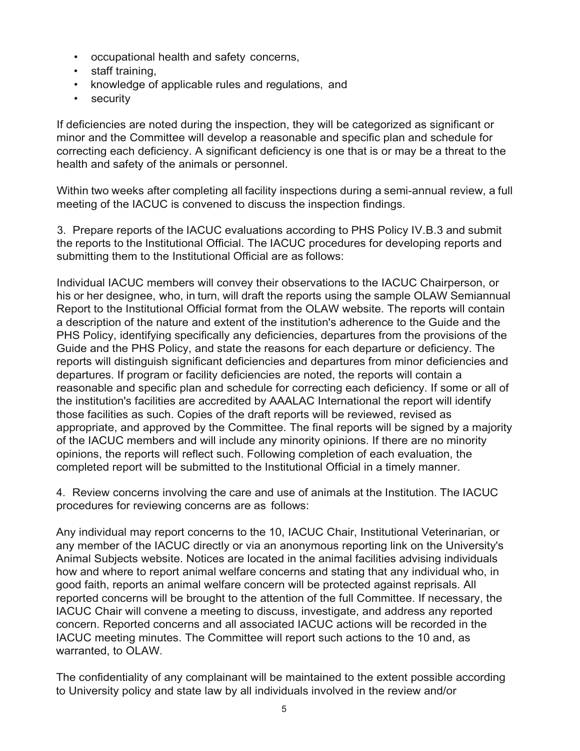- occupational health and safety concerns,
- staff training,
- knowledge of applicable rules and regulations, and
- security

If deficiencies are noted during the inspection, they will be categorized as significant or minor and the Committee will develop a reasonable and specific plan and schedule for correcting each deficiency. A significant deficiency is one that is or may be a threat to the health and safety of the animals or personnel.

Within two weeks after completing all facility inspections during a semi-annual review, a full meeting of the IACUC is convened to discuss the inspection findings.

3. Prepare reports of the IACUC evaluations according to PHS Policy IV.B.3 and submit the reports to the Institutional Official. The IACUC procedures for developing reports and submitting them to the Institutional Official are as follows:

Individual IACUC members will convey their observations to the IACUC Chairperson, or his or her designee, who, in turn, will draft the reports using the sample OLAW Semiannual Report to the Institutional Official format from the OLAW website. The reports will contain a description of the nature and extent of the institution's adherence to the Guide and the PHS Policy, identifying specifically any deficiencies, departures from the provisions of the Guide and the PHS Policy, and state the reasons for each departure or deficiency. The reports will distinguish significant deficiencies and departures from minor deficiencies and departures. If program or facility deficiencies are noted, the reports will contain a reasonable and specific plan and schedule for correcting each deficiency. If some or all of the institution's facilities are accredited by AAALAC International the report will identify those facilities as such. Copies of the draft reports will be reviewed, revised as appropriate, and approved by the Committee. The final reports will be signed by a majority of the IACUC members and will include any minority opinions. If there are no minority opinions, the reports will reflect such. Following completion of each evaluation, the completed report will be submitted to the Institutional Official in a timely manner.

4. Review concerns involving the care and use of animals at the Institution. The IACUC procedures for reviewing concerns are as follows:

Any individual may report concerns to the 10, IACUC Chair, Institutional Veterinarian, or any member of the IACUC directly or via an anonymous reporting link on the University's Animal Subjects website. Notices are located in the animal facilities advising individuals how and where to report animal welfare concerns and stating that any individual who, in good faith, reports an animal welfare concern will be protected against reprisals. All reported concerns will be brought to the attention of the full Committee. If necessary, the IACUC Chair will convene a meeting to discuss, investigate, and address any reported concern. Reported concerns and all associated IACUC actions will be recorded in the IACUC meeting minutes. The Committee will report such actions to the 10 and, as warranted, to OLAW.

The confidentiality of any complainant will be maintained to the extent possible according to University policy and state law by all individuals involved in the review and/or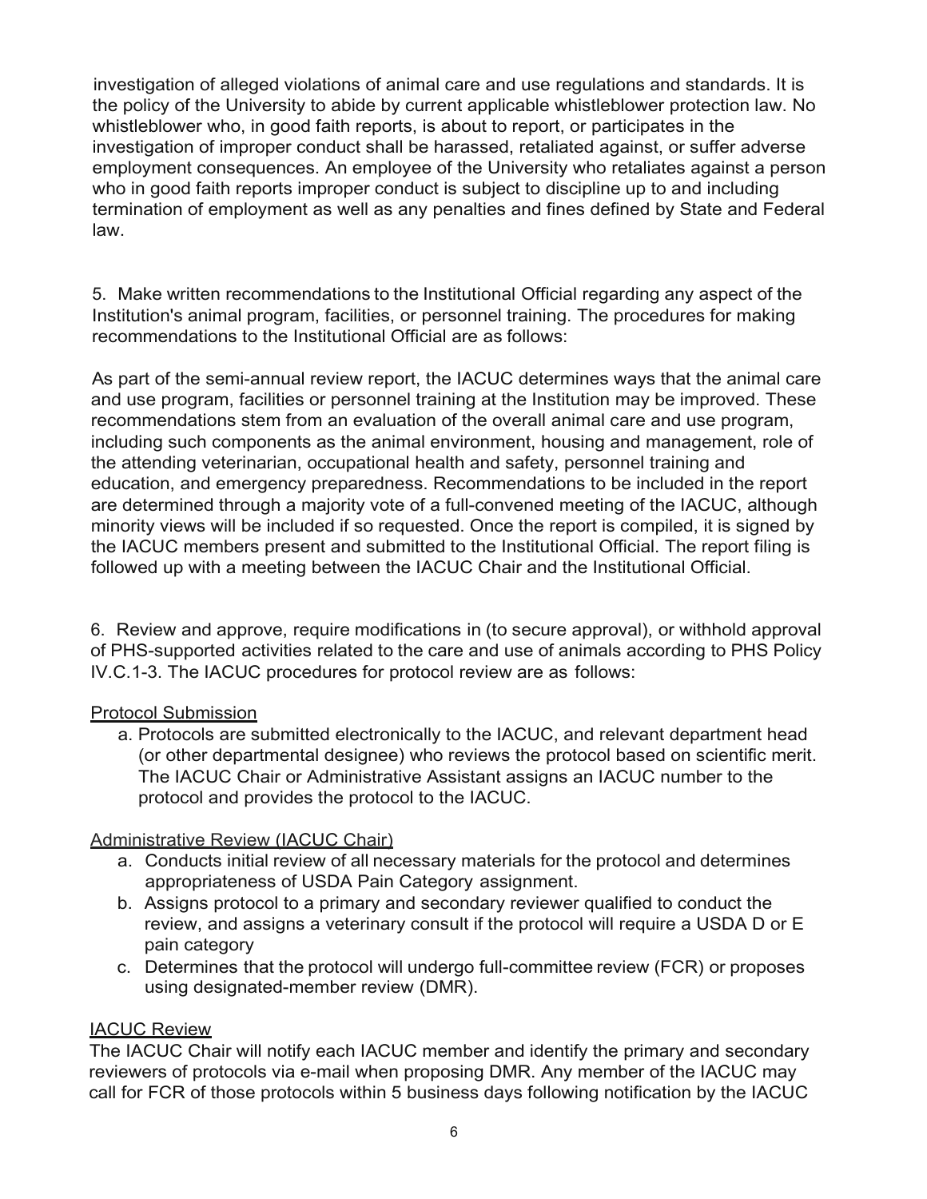investigation of alleged violations of animal care and use regulations and standards. It is the policy of the University to abide by current applicable whistleblower protection law. No whistleblower who, in good faith reports, is about to report, or participates in the investigation of improper conduct shall be harassed, retaliated against, or suffer adverse employment consequences. An employee of the University who retaliates against a person who in good faith reports improper conduct is subject to discipline up to and including termination of employment as well as any penalties and fines defined by State and Federal law.

5. Make written recommendations to the Institutional Official regarding any aspect of the Institution's animal program, facilities, or personnel training. The procedures for making recommendations to the Institutional Official are as follows:

As part of the semi-annual review report, the IACUC determines ways that the animal care and use program, facilities or personnel training at the Institution may be improved. These recommendations stem from an evaluation of the overall animal care and use program, including such components as the animal environment, housing and management, role of the attending veterinarian, occupational health and safety, personnel training and education, and emergency preparedness. Recommendations to be included in the report are determined through a majority vote of a full-convened meeting of the IACUC, although minority views will be included if so requested. Once the report is compiled, it is signed by the IACUC members present and submitted to the Institutional Official. The report filing is followed up with a meeting between the IACUC Chair and the Institutional Official.

6. Review and approve, require modifications in (to secure approval), or withhold approval of PHS-supported activities related to the care and use of animals according to PHS Policy IV.C.1-3. The IACUC procedures for protocol review are as follows:

<u>Protocol Submission</u>

a. Protocols are submitted electronically to the IACUC, and relevant department head (or other departmental designee) who reviews the protocol based on scientific merit. The IACUC Chair or Administrative Assistant assigns an IACUC number to the protocol and provides the protocol to the IACUC.

<u>Administrative Review (IACUC Chair)</u>

a. Conducts initial review of all necessary materials for the protocol and determines appropriateness of USDA Pain Category assignment.
b. Assigns protocol to a primary and secondary reviewer qualified to conduct the review, and assigns a veterinary consult if the protocol will require a USDA D or E pain category
c. Determines that the protocol will undergo full-committee review (FCR) or proposes using designated-member review (DMR).

<u>IACUC Review</u>

The IACUC Chair will notify each IACUC member and identify the primary and secondary reviewers of protocols via e-mail when proposing DMR. Any member of the IACUC may call for FCR of those protocols within 5 business days following notification by the IACUC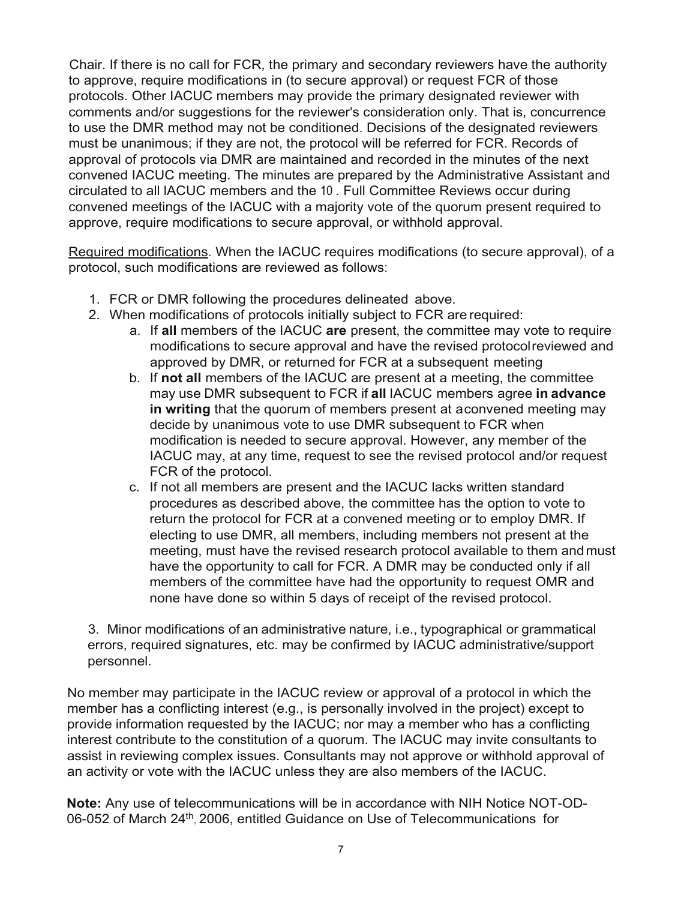Chair. If there is no call for FCR, the primary and secondary reviewers have the authority to approve, require modifications in (to secure approval) or request FCR of those protocols. Other IACUC members may provide the primary designated reviewer with comments and/or suggestions for the reviewer's consideration only. That is, concurrence to use the DMR method may not be conditioned. Decisions of the designated reviewers must be unanimous; if they are not, the protocol will be referred for FCR. Records of approval of protocols via DMR are maintained and recorded in the minutes of the next convened IACUC meeting. The minutes are prepared by the Administrative Assistant and circulated to all IACUC members and the 10 . Full Committee Reviews occur during convened meetings of the IACUC with a majority vote of the quorum present required to approve, require modifications to secure approval, or withhold approval.

Required modifications. When the IACUC requires modifications (to secure approval), of a protocol, such modifications are reviewed as follows:

1. FCR or DMR following the procedures delineated above.
2. When modifications of protocols initially subject to FCR are required:
   a. If **all** members of the IACUC **are** present, the committee may vote to require modifications to secure approval and have the revised protocol reviewed and approved by DMR, or returned for FCR at a subsequent meeting
   b. If **not all** members of the IACUC are present at a meeting, the committee may use DMR subsequent to FCR if **all** IACUC members agree **in advance in writing** that the quorum of members present at a convened meeting may decide by unanimous vote to use DMR subsequent to FCR when modification is needed to secure approval. However, any member of the IACUC may, at any time, request to see the revised protocol and/or request FCR of the protocol.
   c. If not all members are present and the IACUC lacks written standard procedures as described above, the committee has the option to vote to return the protocol for FCR at a convened meeting or to employ DMR. If electing to use DMR, all members, including members not present at the meeting, must have the revised research protocol available to them and must have the opportunity to call for FCR. A DMR may be conducted only if all members of the committee have had the opportunity to request OMR and none have done so within 5 days of receipt of the revised protocol.

3. Minor modifications of an administrative nature, i.e., typographical or grammatical errors, required signatures, etc. may be confirmed by IACUC administrative/support personnel.

No member may participate in the IACUC review or approval of a protocol in which the member has a conflicting interest (e.g., is personally involved in the project) except to provide information requested by the IACUC; nor may a member who has a conflicting interest contribute to the constitution of a quorum. The IACUC may invite consultants to assist in reviewing complex issues. Consultants may not approve or withhold approval of an activity or vote with the IACUC unless they are also members of the IACUC.

**Note:** Any use of telecommunications will be in accordance with NIH Notice NOT-OD-06-052 of March 24th, 2006, entitled Guidance on Use of Telecommunications for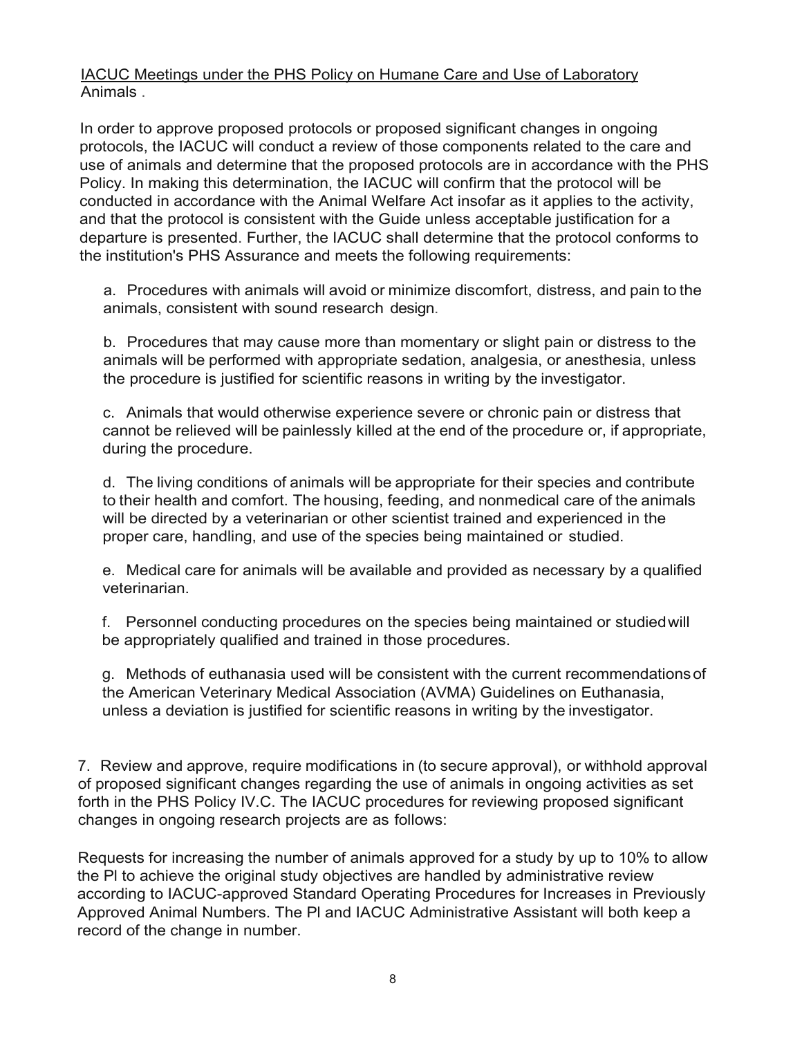<u>IACUC Meetings under the PHS Policy on Humane Care and Use of Laboratory</u> Animals .

In order to approve proposed protocols or proposed significant changes in ongoing protocols, the IACUC will conduct a review of those components related to the care and use of animals and determine that the proposed protocols are in accordance with the PHS Policy. In making this determination, the IACUC will confirm that the protocol will be conducted in accordance with the Animal Welfare Act insofar as it applies to the activity, and that the protocol is consistent with the Guide unless acceptable justification for a departure is presented. Further, the IACUC shall determine that the protocol conforms to the institution's PHS Assurance and meets the following requirements:

a. Procedures with animals will avoid or minimize discomfort, distress, and pain to the animals, consistent with sound research design.

b. Procedures that may cause more than momentary or slight pain or distress to the animals will be performed with appropriate sedation, analgesia, or anesthesia, unless the procedure is justified for scientific reasons in writing by the investigator.

c. Animals that would otherwise experience severe or chronic pain or distress that cannot be relieved will be painlessly killed at the end of the procedure or, if appropriate, during the procedure.

d. The living conditions of animals will be appropriate for their species and contribute to their health and comfort. The housing, feeding, and nonmedical care of the animals will be directed by a veterinarian or other scientist trained and experienced in the proper care, handling, and use of the species being maintained or studied.

e. Medical care for animals will be available and provided as necessary by a qualified veterinarian.

f. Personnel conducting procedures on the species being maintained or studied will be appropriately qualified and trained in those procedures.

g. Methods of euthanasia used will be consistent with the current recommendations of the American Veterinary Medical Association (AVMA) Guidelines on Euthanasia, unless a deviation is justified for scientific reasons in writing by the investigator.

7. Review and approve, require modifications in (to secure approval), or withhold approval of proposed significant changes regarding the use of animals in ongoing activities as set forth in the PHS Policy IV.C. The IACUC procedures for reviewing proposed significant changes in ongoing research projects are as follows:

Requests for increasing the number of animals approved for a study by up to 10% to allow the Pl to achieve the original study objectives are handled by administrative review according to IACUC-approved Standard Operating Procedures for Increases in Previously Approved Animal Numbers. The Pl and IACUC Administrative Assistant will both keep a record of the change in number.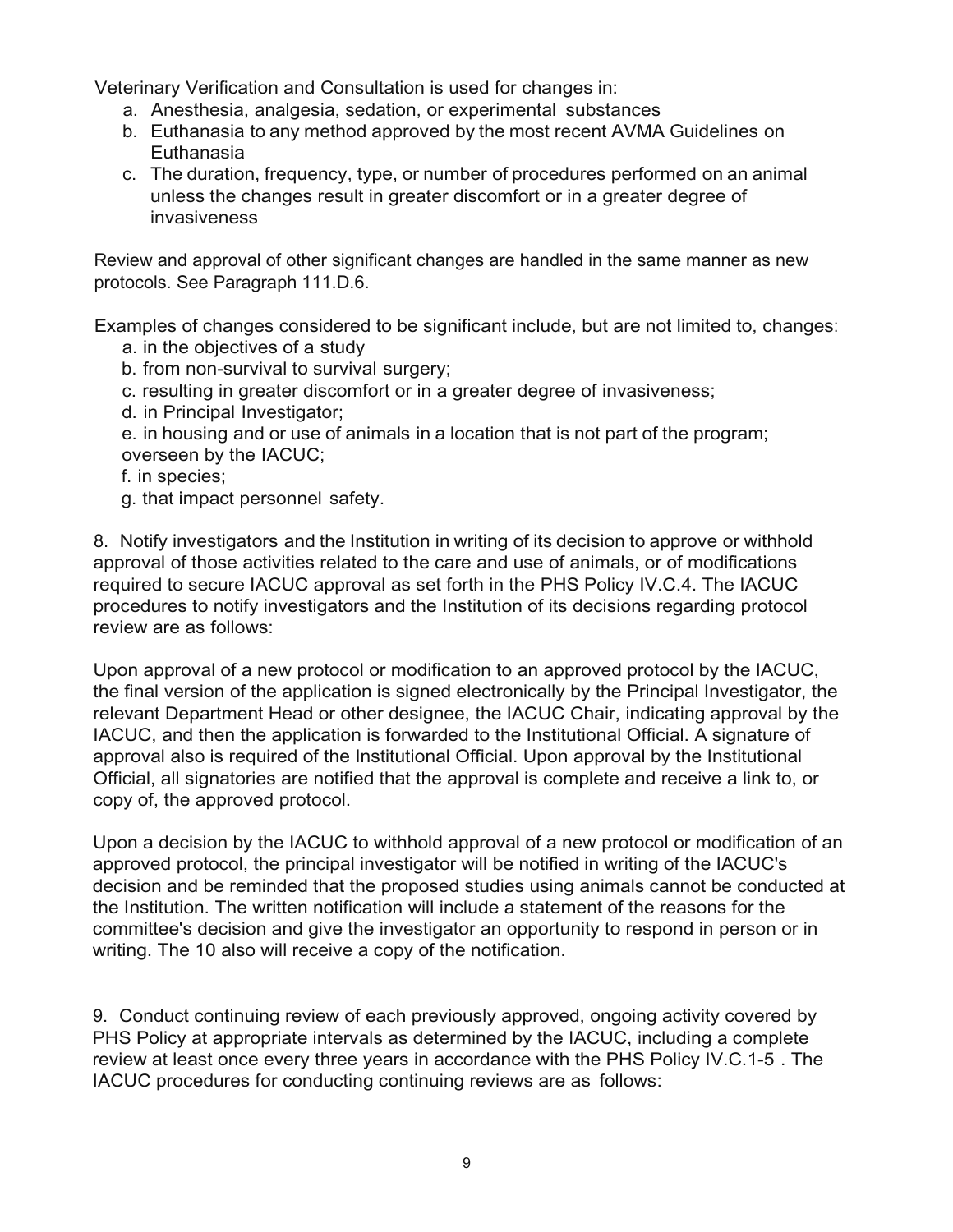Veterinary Verification and Consultation is used for changes in:

a. Anesthesia, analgesia, sedation, or experimental substances
b. Euthanasia to any method approved by the most recent AVMA Guidelines on Euthanasia
c. The duration, frequency, type, or number of procedures performed on an animal unless the changes result in greater discomfort or in a greater degree of invasiveness

Review and approval of other significant changes are handled in the same manner as new protocols. See Paragraph 111.D.6.

Examples of changes considered to be significant include, but are not limited to, changes:

a. in the objectives of a study
b. from non-survival to survival surgery;
c. resulting in greater discomfort or in a greater degree of invasiveness;
d. in Principal Investigator;
e. in housing and or use of animals in a location that is not part of the program; overseen by the IACUC;
f. in species;
g. that impact personnel safety.

8. Notify investigators and the Institution in writing of its decision to approve or withhold approval of those activities related to the care and use of animals, or of modifications required to secure IACUC approval as set forth in the PHS Policy IV.C.4. The IACUC procedures to notify investigators and the Institution of its decisions regarding protocol review are as follows:

Upon approval of a new protocol or modification to an approved protocol by the IACUC, the final version of the application is signed electronically by the Principal Investigator, the relevant Department Head or other designee, the IACUC Chair, indicating approval by the IACUC, and then the application is forwarded to the Institutional Official. A signature of approval also is required of the Institutional Official. Upon approval by the Institutional Official, all signatories are notified that the approval is complete and receive a link to, or copy of, the approved protocol.

Upon a decision by the IACUC to withhold approval of a new protocol or modification of an approved protocol, the principal investigator will be notified in writing of the IACUC's decision and be reminded that the proposed studies using animals cannot be conducted at the Institution. The written notification will include a statement of the reasons for the committee's decision and give the investigator an opportunity to respond in person or in writing. The 10 also will receive a copy of the notification.

9. Conduct continuing review of each previously approved, ongoing activity covered by PHS Policy at appropriate intervals as determined by the IACUC, including a complete review at least once every three years in accordance with the PHS Policy IV.C.1-5 . The IACUC procedures for conducting continuing reviews are as follows: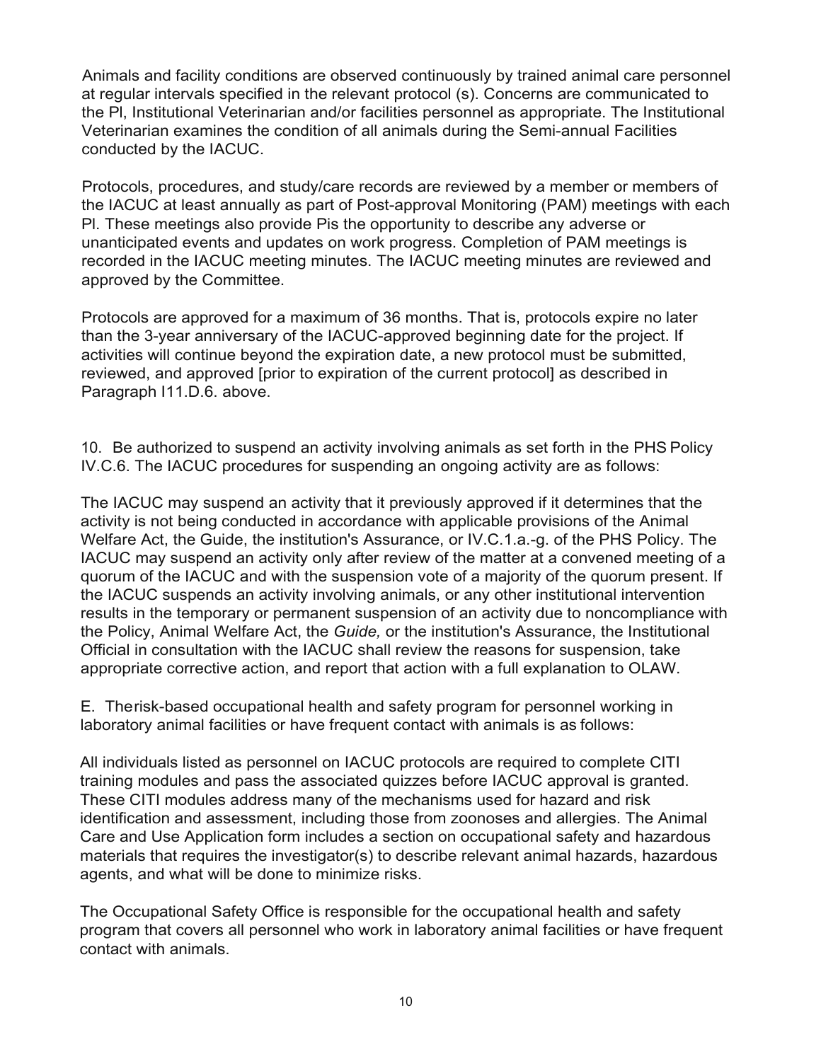Animals and facility conditions are observed continuously by trained animal care personnel at regular intervals specified in the relevant protocol (s). Concerns are communicated to the Pl, Institutional Veterinarian and/or facilities personnel as appropriate. The Institutional Veterinarian examines the condition of all animals during the Semi-annual Facilities conducted by the IACUC.

Protocols, procedures, and study/care records are reviewed by a member or members of the IACUC at least annually as part of Post-approval Monitoring (PAM) meetings with each Pl. These meetings also provide Pis the opportunity to describe any adverse or unanticipated events and updates on work progress. Completion of PAM meetings is recorded in the IACUC meeting minutes. The IACUC meeting minutes are reviewed and approved by the Committee.

Protocols are approved for a maximum of 36 months. That is, protocols expire no later than the 3-year anniversary of the IACUC-approved beginning date for the project. If activities will continue beyond the expiration date, a new protocol must be submitted, reviewed, and approved [prior to expiration of the current protocol] as described in Paragraph I11.D.6. above.

10. Be authorized to suspend an activity involving animals as set forth in the PHS Policy IV.C.6. The IACUC procedures for suspending an ongoing activity are as follows:

The IACUC may suspend an activity that it previously approved if it determines that the activity is not being conducted in accordance with applicable provisions of the Animal Welfare Act, the Guide, the institution's Assurance, or IV.C.1.a.-g. of the PHS Policy. The IACUC may suspend an activity only after review of the matter at a convened meeting of a quorum of the IACUC and with the suspension vote of a majority of the quorum present. If the IACUC suspends an activity involving animals, or any other institutional intervention results in the temporary or permanent suspension of an activity due to noncompliance with the Policy, Animal Welfare Act, the *Guide,* or the institution's Assurance, the Institutional Official in consultation with the IACUC shall review the reasons for suspension, take appropriate corrective action, and report that action with a full explanation to OLAW.

E. Therisk-based occupational health and safety program for personnel working in laboratory animal facilities or have frequent contact with animals is as follows:

All individuals listed as personnel on IACUC protocols are required to complete CITI training modules and pass the associated quizzes before IACUC approval is granted. These CITI modules address many of the mechanisms used for hazard and risk identification and assessment, including those from zoonoses and allergies. The Animal Care and Use Application form includes a section on occupational safety and hazardous materials that requires the investigator(s) to describe relevant animal hazards, hazardous agents, and what will be done to minimize risks.

The Occupational Safety Office is responsible for the occupational health and safety program that covers all personnel who work in laboratory animal facilities or have frequent contact with animals.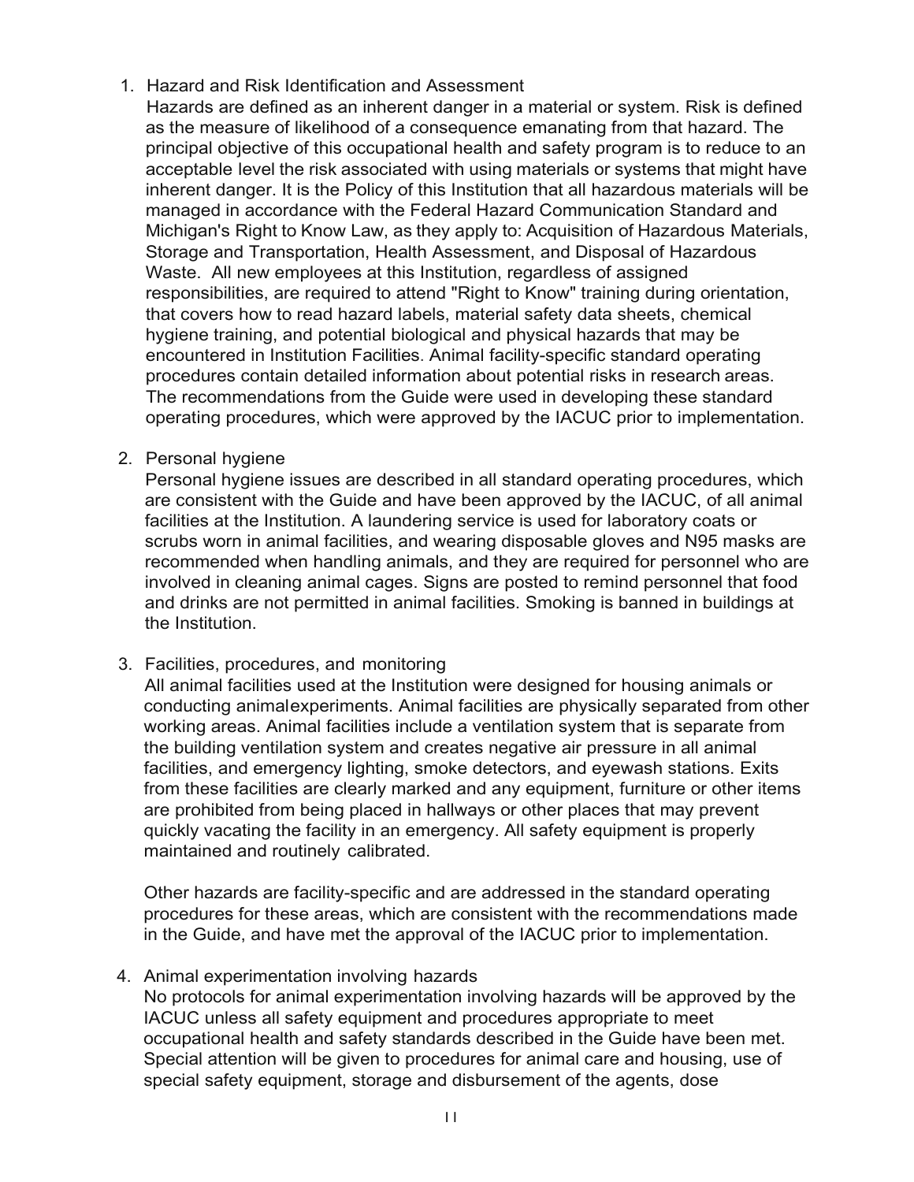1. Hazard and Risk Identification and Assessment
   Hazards are defined as an inherent danger in a material or system. Risk is defined as the measure of likelihood of a consequence emanating from that hazard. The principal objective of this occupational health and safety program is to reduce to an acceptable level the risk associated with using materials or systems that might have inherent danger. It is the Policy of this Institution that all hazardous materials will be managed in accordance with the Federal Hazard Communication Standard and Michigan's Right to Know Law, as they apply to: Acquisition of Hazardous Materials, Storage and Transportation, Health Assessment, and Disposal of Hazardous Waste. All new employees at this Institution, regardless of assigned responsibilities, are required to attend "Right to Know" training during orientation, that covers how to read hazard labels, material safety data sheets, chemical hygiene training, and potential biological and physical hazards that may be encountered in Institution Facilities. Animal facility-specific standard operating procedures contain detailed information about potential risks in research areas. The recommendations from the Guide were used in developing these standard operating procedures, which were approved by the IACUC prior to implementation.

2. Personal hygiene
   Personal hygiene issues are described in all standard operating procedures, which are consistent with the Guide and have been approved by the IACUC, of all animal facilities at the Institution. A laundering service is used for laboratory coats or scrubs worn in animal facilities, and wearing disposable gloves and N95 masks are recommended when handling animals, and they are required for personnel who are involved in cleaning animal cages. Signs are posted to remind personnel that food and drinks are not permitted in animal facilities. Smoking is banned in buildings at the Institution.

3. Facilities, procedures, and monitoring
   All animal facilities used at the Institution were designed for housing animals or conducting animalexperiments. Animal facilities are physically separated from other working areas. Animal facilities include a ventilation system that is separate from the building ventilation system and creates negative air pressure in all animal facilities, and emergency lighting, smoke detectors, and eyewash stations. Exits from these facilities are clearly marked and any equipment, furniture or other items are prohibited from being placed in hallways or other places that may prevent quickly vacating the facility in an emergency. All safety equipment is properly maintained and routinely calibrated.

   Other hazards are facility-specific and are addressed in the standard operating procedures for these areas, which are consistent with the recommendations made in the Guide, and have met the approval of the IACUC prior to implementation.

4. Animal experimentation involving hazards
   No protocols for animal experimentation involving hazards will be approved by the IACUC unless all safety equipment and procedures appropriate to meet occupational health and safety standards described in the Guide have been met. Special attention will be given to procedures for animal care and housing, use of special safety equipment, storage and disbursement of the agents, dose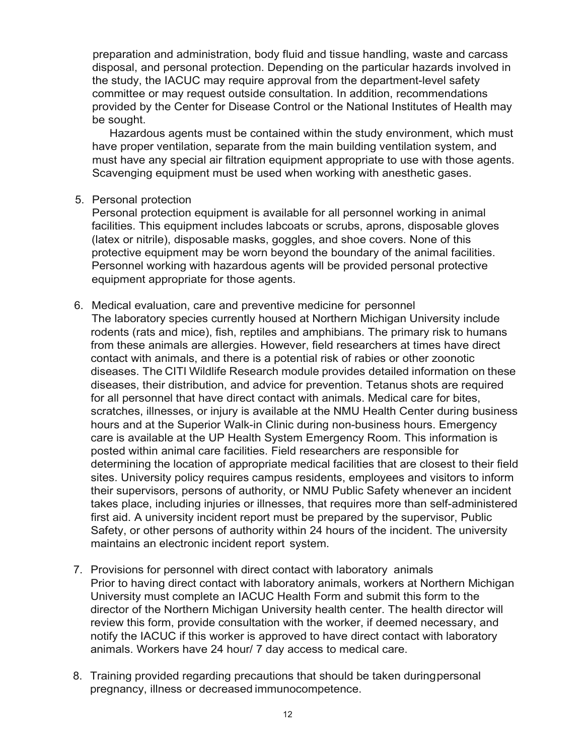preparation and administration, body fluid and tissue handling, waste and carcass disposal, and personal protection. Depending on the particular hazards involved in the study, the IACUC may require approval from the department-level safety committee or may request outside consultation. In addition, recommendations provided by the Center for Disease Control or the National Institutes of Health may be sought.

Hazardous agents must be contained within the study environment, which must have proper ventilation, separate from the main building ventilation system, and must have any special air filtration equipment appropriate to use with those agents. Scavenging equipment must be used when working with anesthetic gases.

5. Personal protection

   Personal protection equipment is available for all personnel working in animal facilities. This equipment includes labcoats or scrubs, aprons, disposable gloves (latex or nitrile), disposable masks, goggles, and shoe covers. None of this protective equipment may be worn beyond the boundary of the animal facilities. Personnel working with hazardous agents will be provided personal protective equipment appropriate for those agents.

6. Medical evaluation, care and preventive medicine for personnel

   The laboratory species currently housed at Northern Michigan University include rodents (rats and mice), fish, reptiles and amphibians. The primary risk to humans from these animals are allergies. However, field researchers at times have direct contact with animals, and there is a potential risk of rabies or other zoonotic diseases. The CITI Wildlife Research module provides detailed information on these diseases, their distribution, and advice for prevention. Tetanus shots are required for all personnel that have direct contact with animals. Medical care for bites, scratches, illnesses, or injury is available at the NMU Health Center during business hours and at the Superior Walk-in Clinic during non-business hours. Emergency care is available at the UP Health System Emergency Room. This information is posted within animal care facilities. Field researchers are responsible for determining the location of appropriate medical facilities that are closest to their field sites. University policy requires campus residents, employees and visitors to inform their supervisors, persons of authority, or NMU Public Safety whenever an incident takes place, including injuries or illnesses, that requires more than self-administered first aid. A university incident report must be prepared by the supervisor, Public Safety, or other persons of authority within 24 hours of the incident. The university maintains an electronic incident report system.

7. Provisions for personnel with direct contact with laboratory animals

   Prior to having direct contact with laboratory animals, workers at Northern Michigan University must complete an IACUC Health Form and submit this form to the director of the Northern Michigan University health center. The health director will review this form, provide consultation with the worker, if deemed necessary, and notify the IACUC if this worker is approved to have direct contact with laboratory animals. Workers have 24 hour/ 7 day access to medical care.

8. Training provided regarding precautions that should be taken during personal pregnancy, illness or decreased immunocompetence.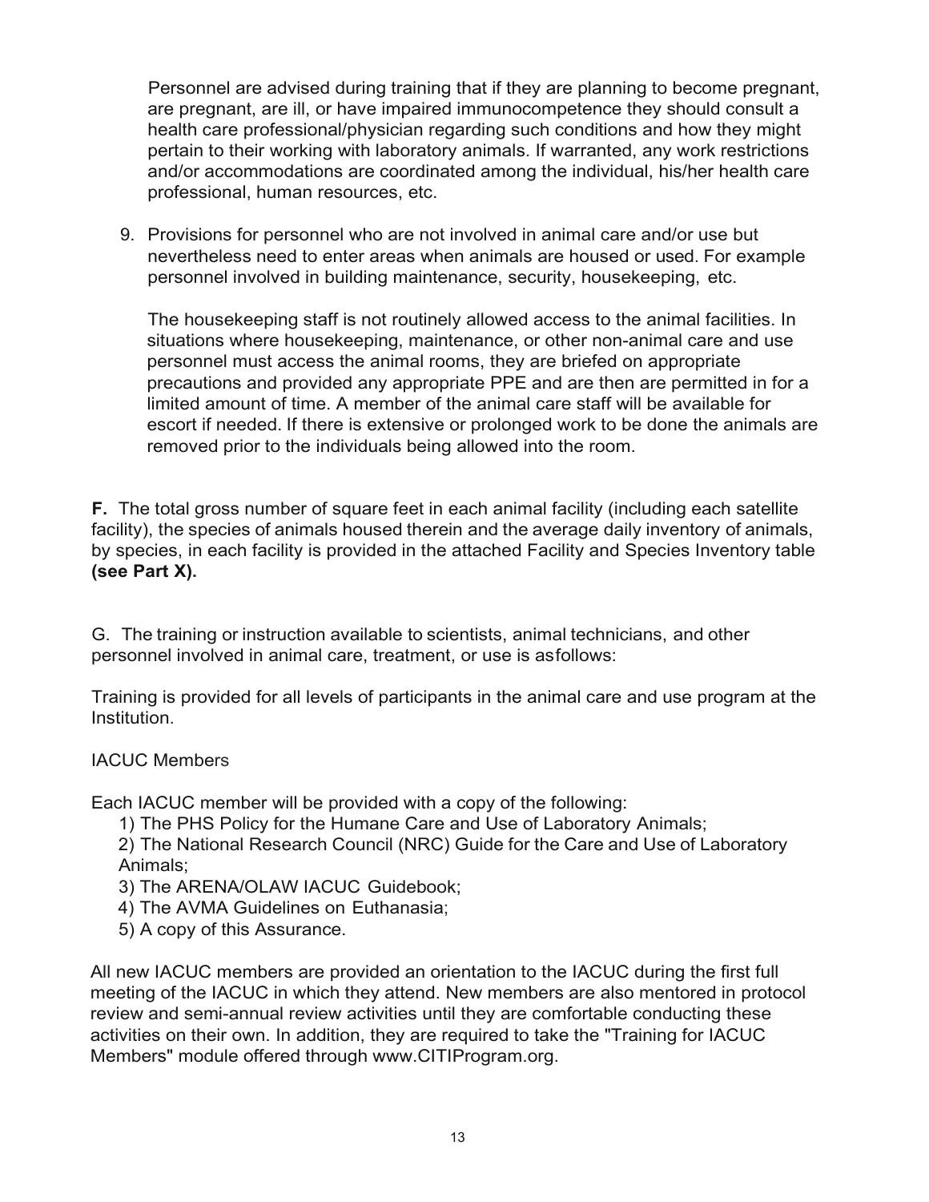Personnel are advised during training that if they are planning to become pregnant, are pregnant, are ill, or have impaired immunocompetence they should consult a health care professional/physician regarding such conditions and how they might pertain to their working with laboratory animals. If warranted, any work restrictions and/or accommodations are coordinated among the individual, his/her health care professional, human resources, etc.

9. Provisions for personnel who are not involved in animal care and/or use but nevertheless need to enter areas when animals are housed or used. For example personnel involved in building maintenance, security, housekeeping, etc.

   The housekeeping staff is not routinely allowed access to the animal facilities. In situations where housekeeping, maintenance, or other non-animal care and use personnel must access the animal rooms, they are briefed on appropriate precautions and provided any appropriate PPE and are then are permitted in for a limited amount of time. A member of the animal care staff will be available for escort if needed. If there is extensive or prolonged work to be done the animals are removed prior to the individuals being allowed into the room.

**F.** The total gross number of square feet in each animal facility (including each satellite facility), the species of animals housed therein and the average daily inventory of animals, by species, in each facility is provided in the attached Facility and Species Inventory table **(see Part X).**

G. The training or instruction available to scientists, animal technicians, and other personnel involved in animal care, treatment, or use is asfollows:

Training is provided for all levels of participants in the animal care and use program at the Institution.

IACUC Members

Each IACUC member will be provided with a copy of the following:

1) The PHS Policy for the Humane Care and Use of Laboratory Animals;
2) The National Research Council (NRC) Guide for the Care and Use of Laboratory Animals;
3) The ARENA/OLAW IACUC Guidebook;
4) The AVMA Guidelines on Euthanasia;
5) A copy of this Assurance.

All new IACUC members are provided an orientation to the IACUC during the first full meeting of the IACUC in which they attend. New members are also mentored in protocol review and semi-annual review activities until they are comfortable conducting these activities on their own. In addition, they are required to take the "Training for IACUC Members" module offered through www.CITIProgram.org.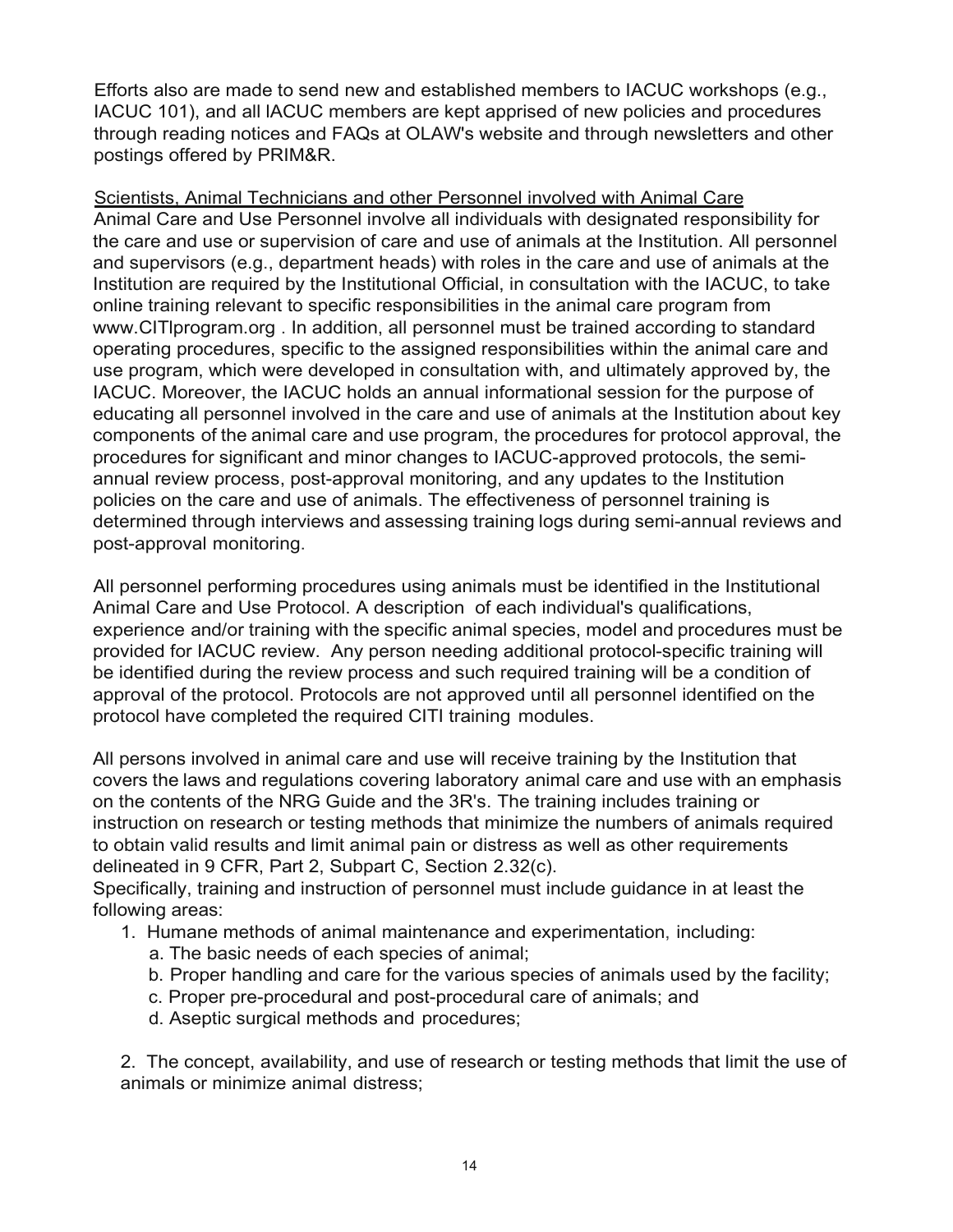Efforts also are made to send new and established members to IACUC workshops (e.g., IACUC 101), and all IACUC members are kept apprised of new policies and procedures through reading notices and FAQs at OLAW's website and through newsletters and other postings offered by PRIM&R.

<u>Scientists, Animal Technicians and other Personnel involved with Animal Care</u>

Animal Care and Use Personnel involve all individuals with designated responsibility for the care and use or supervision of care and use of animals at the Institution. All personnel and supervisors (e.g., department heads) with roles in the care and use of animals at the Institution are required by the Institutional Official, in consultation with the IACUC, to take online training relevant to specific responsibilities in the animal care program from www.CITIprogram.org . In addition, all personnel must be trained according to standard operating procedures, specific to the assigned responsibilities within the animal care and use program, which were developed in consultation with, and ultimately approved by, the IACUC. Moreover, the IACUC holds an annual informational session for the purpose of educating all personnel involved in the care and use of animals at the Institution about key components of the animal care and use program, the procedures for protocol approval, the procedures for significant and minor changes to IACUC-approved protocols, the semi-annual review process, post-approval monitoring, and any updates to the Institution policies on the care and use of animals. The effectiveness of personnel training is determined through interviews and assessing training logs during semi-annual reviews and post-approval monitoring.

All personnel performing procedures using animals must be identified in the Institutional Animal Care and Use Protocol. A description of each individual's qualifications, experience and/or training with the specific animal species, model and procedures must be provided for IACUC review. Any person needing additional protocol-specific training will be identified during the review process and such required training will be a condition of approval of the protocol. Protocols are not approved until all personnel identified on the protocol have completed the required CITI training modules.

All persons involved in animal care and use will receive training by the Institution that covers the laws and regulations covering laboratory animal care and use with an emphasis on the contents of the NRG Guide and the 3R's. The training includes training or instruction on research or testing methods that minimize the numbers of animals required to obtain valid results and limit animal pain or distress as well as other requirements delineated in 9 CFR, Part 2, Subpart C, Section 2.32(c).

Specifically, training and instruction of personnel must include guidance in at least the following areas:

1. Humane methods of animal maintenance and experimentation, including:
   a. The basic needs of each species of animal;
   b. Proper handling and care for the various species of animals used by the facility;
   c. Proper pre-procedural and post-procedural care of animals; and
   d. Aseptic surgical methods and procedures;

2. The concept, availability, and use of research or testing methods that limit the use of animals or minimize animal distress;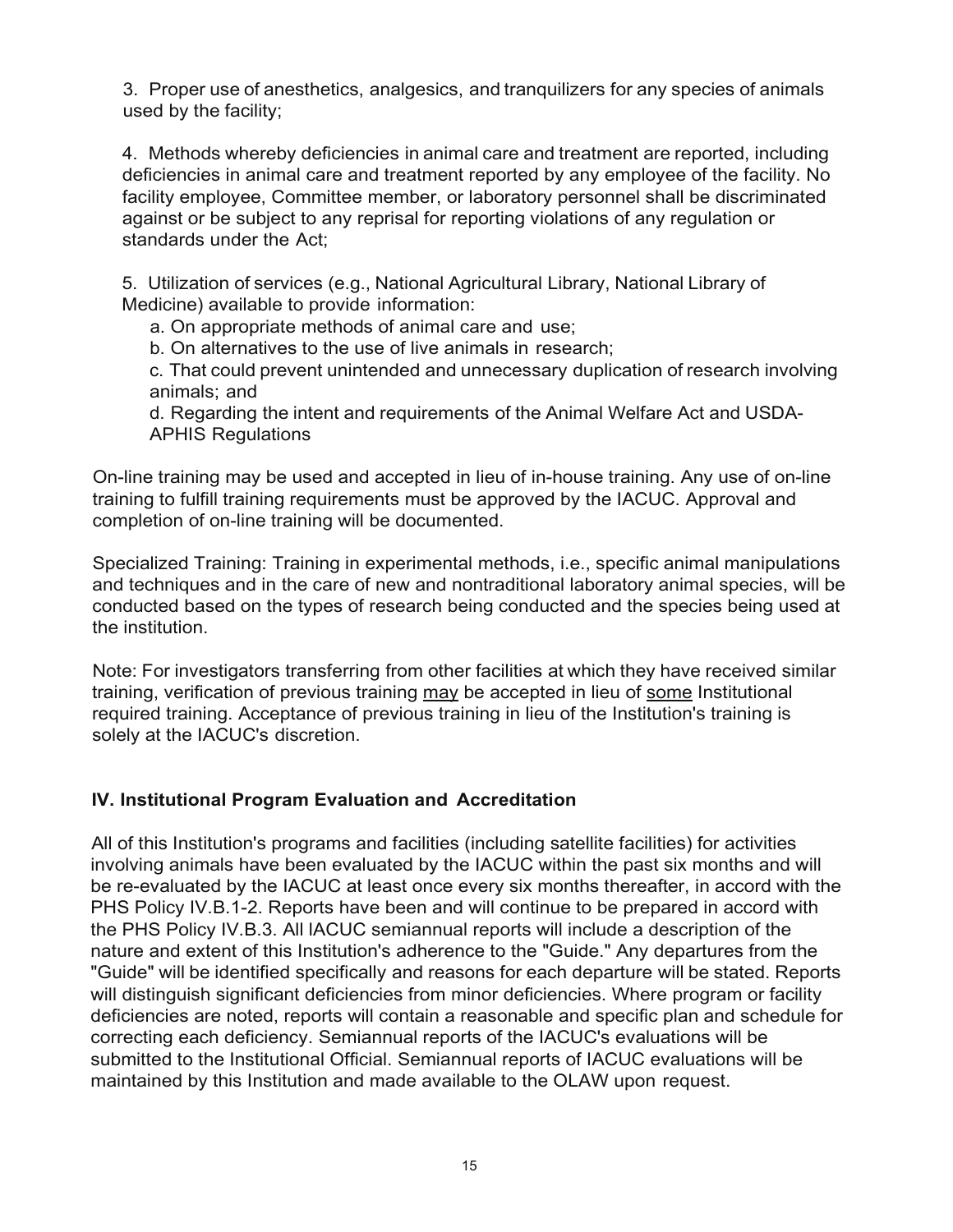3. Proper use of anesthetics, analgesics, and tranquilizers for any species of animals used by the facility;

4. Methods whereby deficiencies in animal care and treatment are reported, including deficiencies in animal care and treatment reported by any employee of the facility. No facility employee, Committee member, or laboratory personnel shall be discriminated against or be subject to any reprisal for reporting violations of any regulation or standards under the Act;

5. Utilization of services (e.g., National Agricultural Library, National Library of Medicine) available to provide information:

   a. On appropriate methods of animal care and use;

   b. On alternatives to the use of live animals in research;

   c. That could prevent unintended and unnecessary duplication of research involving animals; and

   d. Regarding the intent and requirements of the Animal Welfare Act and USDA-APHIS Regulations

On-line training may be used and accepted in lieu of in-house training. Any use of on-line training to fulfill training requirements must be approved by the IACUC. Approval and completion of on-line training will be documented.

Specialized Training: Training in experimental methods, i.e., specific animal manipulations and techniques and in the care of new and nontraditional laboratory animal species, will be conducted based on the types of research being conducted and the species being used at the institution.

Note: For investigators transferring from other facilities at which they have received similar training, verification of previous training <u>may</u> be accepted in lieu of <u>some</u> Institutional required training. Acceptance of previous training in lieu of the Institution's training is solely at the IACUC's discretion.

## IV. Institutional Program Evaluation and Accreditation

All of this Institution's programs and facilities (including satellite facilities) for activities involving animals have been evaluated by the IACUC within the past six months and will be re-evaluated by the IACUC at least once every six months thereafter, in accord with the PHS Policy IV.B.1-2. Reports have been and will continue to be prepared in accord with the PHS Policy IV.B.3. All IACUC semiannual reports will include a description of the nature and extent of this Institution's adherence to the "Guide." Any departures from the "Guide" will be identified specifically and reasons for each departure will be stated. Reports will distinguish significant deficiencies from minor deficiencies. Where program or facility deficiencies are noted, reports will contain a reasonable and specific plan and schedule for correcting each deficiency. Semiannual reports of the IACUC's evaluations will be submitted to the Institutional Official. Semiannual reports of IACUC evaluations will be maintained by this Institution and made available to the OLAW upon request.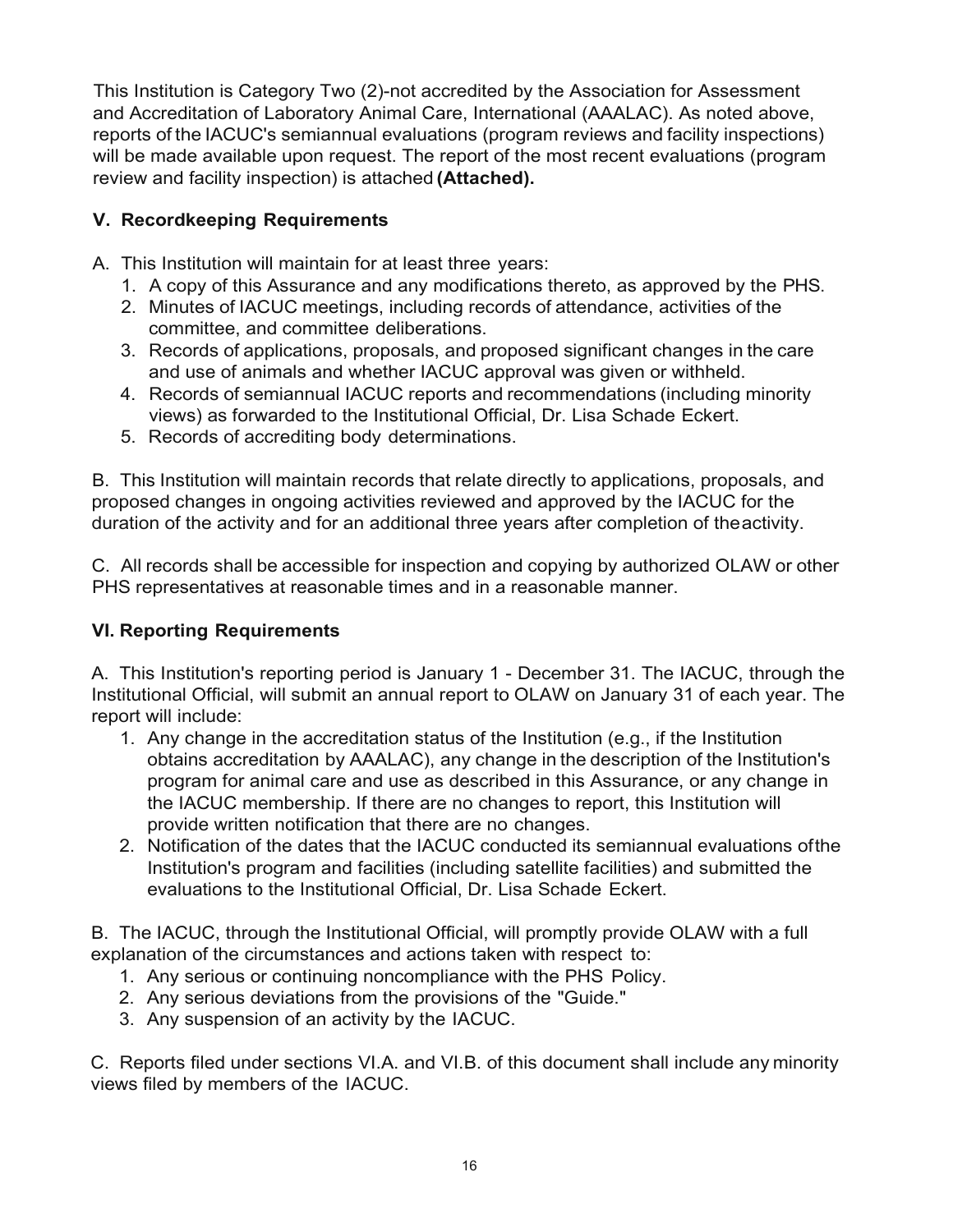This Institution is Category Two (2)-not accredited by the Association for Assessment and Accreditation of Laboratory Animal Care, International (AAALAC). As noted above, reports of the IACUC's semiannual evaluations (program reviews and facility inspections) will be made available upon request. The report of the most recent evaluations (program review and facility inspection) is attached **(Attached).**

## V. Recordkeeping Requirements

A. This Institution will maintain for at least three years:

1. A copy of this Assurance and any modifications thereto, as approved by the PHS.
2. Minutes of IACUC meetings, including records of attendance, activities of the committee, and committee deliberations.
3. Records of applications, proposals, and proposed significant changes in the care and use of animals and whether IACUC approval was given or withheld.
4. Records of semiannual IACUC reports and recommendations (including minority views) as forwarded to the Institutional Official, Dr. Lisa Schade Eckert.
5. Records of accrediting body determinations.

B. This Institution will maintain records that relate directly to applications, proposals, and proposed changes in ongoing activities reviewed and approved by the IACUC for the duration of the activity and for an additional three years after completion of the activity.

C. All records shall be accessible for inspection and copying by authorized OLAW or other PHS representatives at reasonable times and in a reasonable manner.

## VI. Reporting Requirements

A. This Institution's reporting period is January 1 - December 31. The IACUC, through the Institutional Official, will submit an annual report to OLAW on January 31 of each year. The report will include:

1. Any change in the accreditation status of the Institution (e.g., if the Institution obtains accreditation by AAALAC), any change in the description of the Institution's program for animal care and use as described in this Assurance, or any change in the IACUC membership. If there are no changes to report, this Institution will provide written notification that there are no changes.
2. Notification of the dates that the IACUC conducted its semiannual evaluations of the Institution's program and facilities (including satellite facilities) and submitted the evaluations to the Institutional Official, Dr. Lisa Schade Eckert.

B. The IACUC, through the Institutional Official, will promptly provide OLAW with a full explanation of the circumstances and actions taken with respect to:

1. Any serious or continuing noncompliance with the PHS Policy.
2. Any serious deviations from the provisions of the "Guide."
3. Any suspension of an activity by the IACUC.

C. Reports filed under sections VI.A. and VI.B. of this document shall include any minority views filed by members of the IACUC.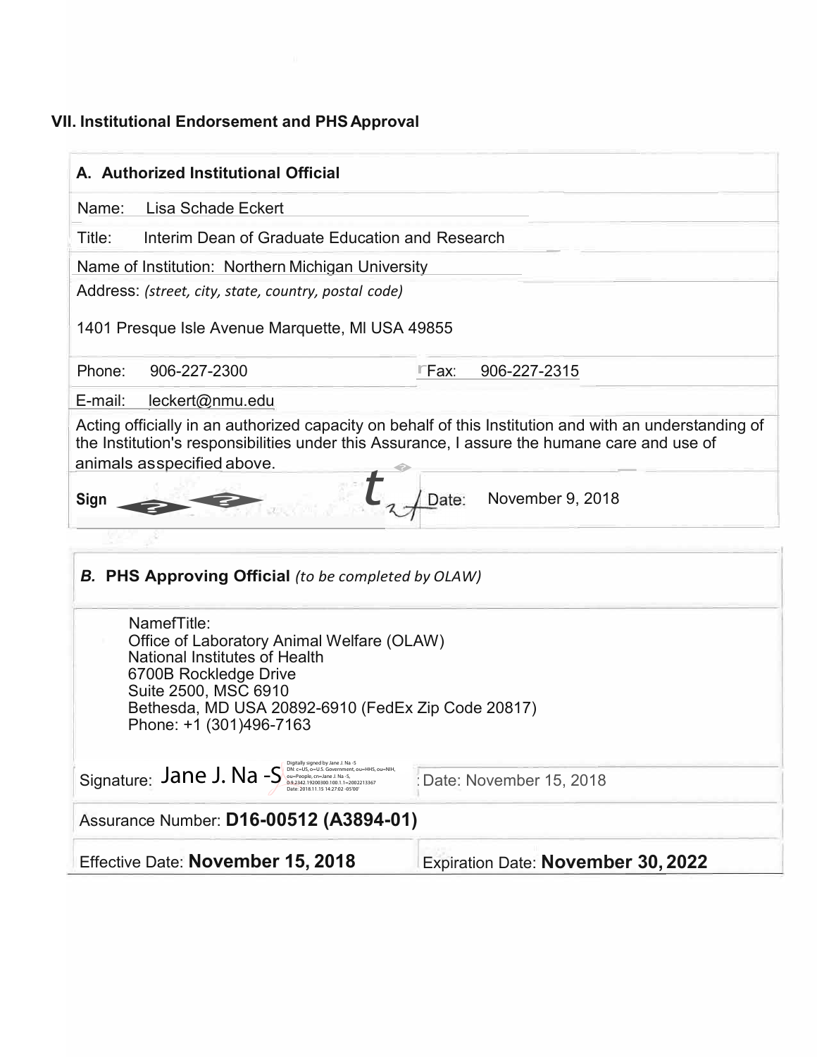## VII. Institutional Endorsement and PHS Approval

### A. Authorized Institutional Official

Name: Lisa Schade Eckert

Title: Interim Dean of Graduate Education and Research

Name of Institution: Northern Michigan University

Address: *(street, city, state, country, postal code)*

1401 Presque Isle Avenue Marquette, MI USA 49855

| Phone: 906-227-2300 | Fax: 906-227-2315 |
|---|---|

E-mail: leckert@nmu.edu

Acting officially in an authorized capacity on behalf of this Institution and with an understanding of the Institution's responsibilities under this Assurance, I assure the humane care and use of animals asspecified above.

| Sign | Date: November 9, 2018 |
|---|---|

### *B.* PHS Approving Official *(to be completed by OLAW)*

NamefTitle:
Office of Laboratory Animal Welfare (OLAW)
National Institutes of Health
6700B Rockledge Drive
Suite 2500, MSC 6910
Bethesda, MD USA 20892-6910 (FedEx Zip Code 20817)
Phone: +1 (301)496-7163

| Signature: Jane J. Na -S (Digitally signed by Jane J. Na -S DN: c=US, o=U.S. Government, ou=HHS, ou=NIH, ou=People, cn=Jane J. Na -S, 0.9.2342.19200300.100.1.1=2002213367 Date: 2018.11.15 14:27:02 -05'00') | Date: November 15, 2018 |
|---|---|
| Assurance Number: **D16-00512 (A3894-01)** | |
| Effective Date: **November 15, 2018** | Expiration Date: **November 30, 2022** |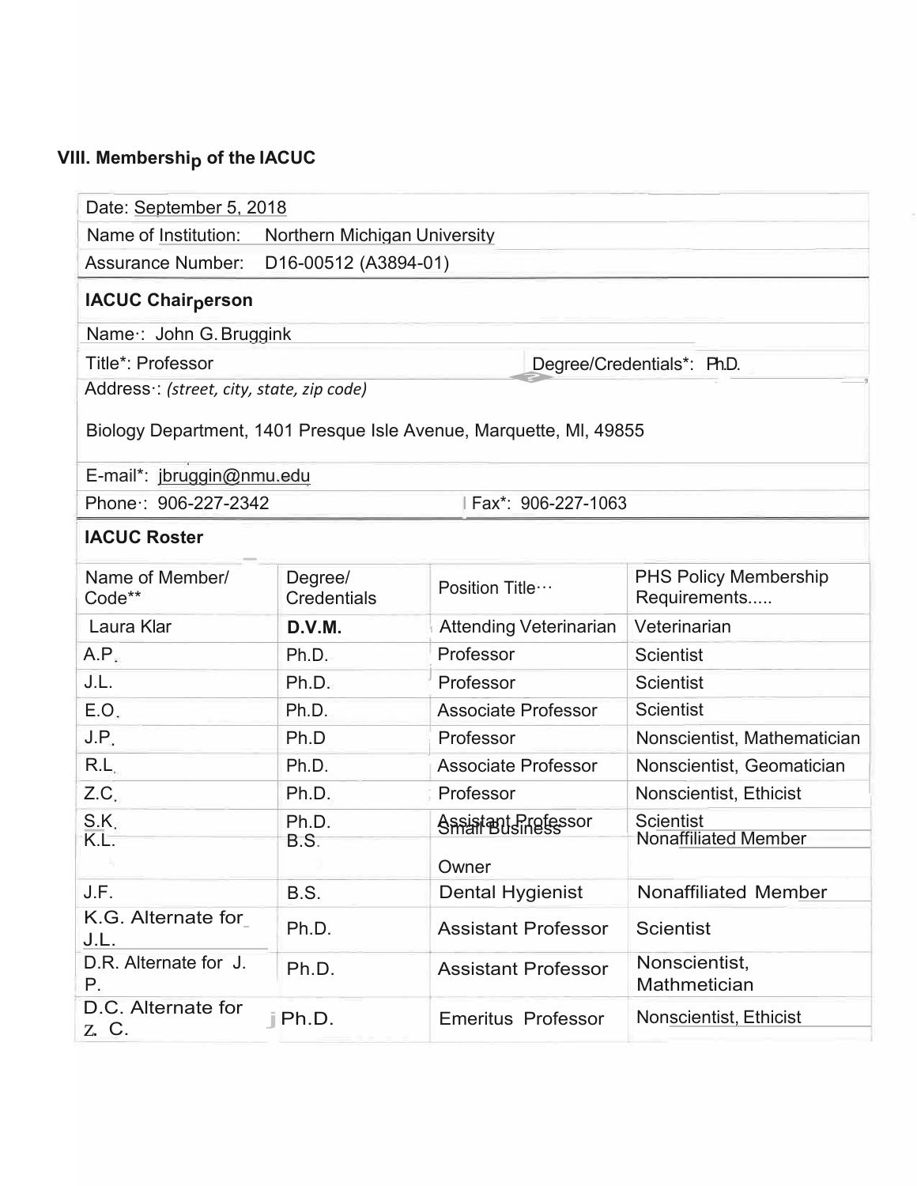## VIII. Membership of the IACUC

Date: September 5, 2018

Name of Institution: Northern Michigan University

Assurance Number: D16-00512 (A3894-01)

### IACUC Chairperson

Name·: John G. Bruggink

Title*: Professor | Degree/Credentials*: Ph.D.

Address·: *(street, city, state, zip code)*

Biology Department, 1401 Presque Isle Avenue, Marquette, MI, 49855

E-mail*: jbruggin@nmu.edu

Phone·: 906-227-2342 | Fax*: 906-227-1063

### IACUC Roster

| Name of Member/ Code** | Degree/ Credentials | Position Title··· | PHS Policy Membership Requirements..... |
|---|---|---|---|
| Laura Klar | **D.V.M.** | Attending Veterinarian | Veterinarian |
| A.P. | Ph.D. | Professor | Scientist |
| J.L. | Ph.D. | Professor | Scientist |
| E.O. | Ph.D. | Associate Professor | Scientist |
| J.P. | Ph.D | Professor | Nonscientist, Mathematician |
| R.L. | Ph.D. | Associate Professor | Nonscientist, Geomatician |
| Z.C. | Ph.D. | Professor | Nonscientist, Ethicist |
| S.K. | Ph.D. | Assistant Professor | Scientist |
| K.L. | B.S. | Small Business Owner | Nonaffiliated Member |
| J.F. | B.S. | Dental Hygienist | Nonaffiliated Member |
| K.G. Alternate for J.L. | Ph.D. | Assistant Professor | Scientist |
| D.R. Alternate for J. P. | Ph.D. | Assistant Professor | Nonscientist, Mathmetician |
| D.C. Alternate for Z. C. | Ph.D. | Emeritus Professor | Nonscientist, Ethicist |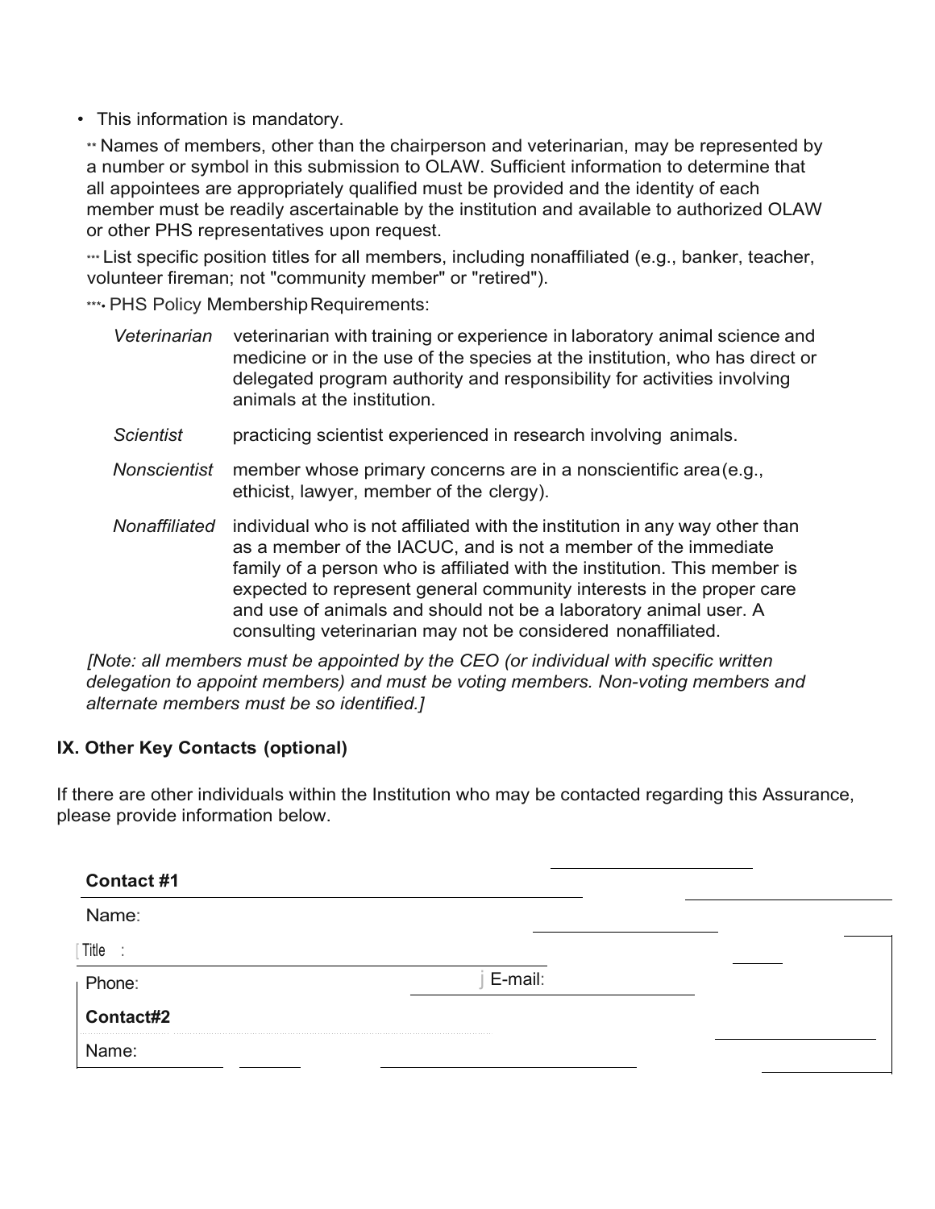- This information is mandatory.

** Names of members, other than the chairperson and veterinarian, may be represented by a number or symbol in this submission to OLAW. Sufficient information to determine that all appointees are appropriately qualified must be provided and the identity of each member must be readily ascertainable by the institution and available to authorized OLAW or other PHS representatives upon request.

*** List specific position titles for all members, including nonaffiliated (e.g., banker, teacher, volunteer fireman; not "community member" or "retired").

****• PHS Policy Membership Requirements:

| | |
|---|---|
| *Veterinarian* | veterinarian with training or experience in laboratory animal science and medicine or in the use of the species at the institution, who has direct or delegated program authority and responsibility for activities involving animals at the institution. |
| *Scientist* | practicing scientist experienced in research involving animals. |
| *Nonscientist* | member whose primary concerns are in a nonscientific area (e.g., ethicist, lawyer, member of the clergy). |
| *Nonaffiliated* | individual who is not affiliated with the institution in any way other than as a member of the IACUC, and is not a member of the immediate family of a person who is affiliated with the institution. This member is expected to represent general community interests in the proper care and use of animals and should not be a laboratory animal user. A consulting veterinarian may not be considered nonaffiliated. |

*[Note: all members must be appointed by the CEO (or individual with specific written delegation to appoint members) and must be voting members. Non-voting members and alternate members must be so identified.]*

## IX. Other Key Contacts (optional)

If there are other individuals within the Institution who may be contacted regarding this Assurance, please provide information below.

**Contact #1**

Name:

Title:

Phone: E-mail:

**Contact#2**

Name: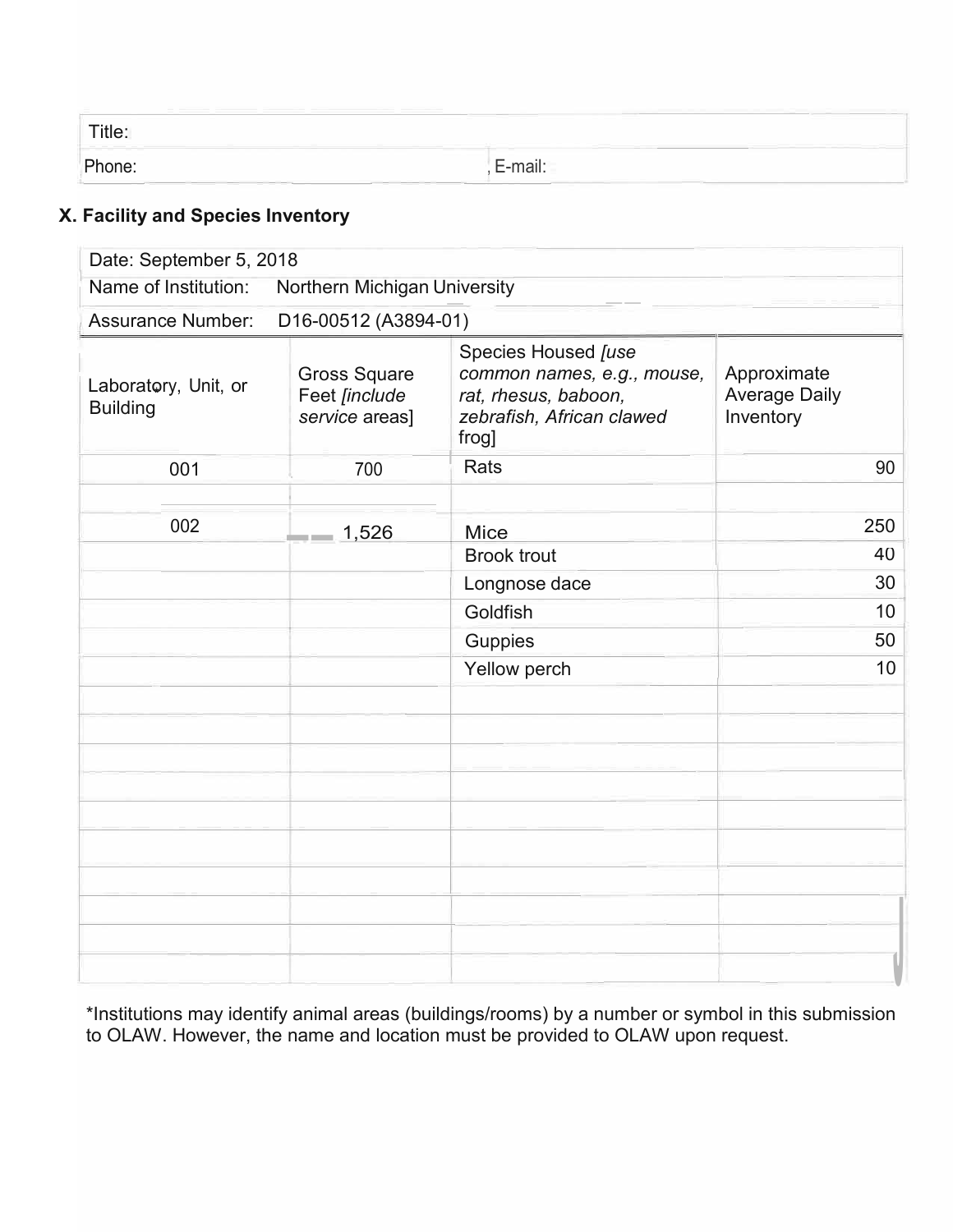| Title: | |
|---|---|
| Phone: | , E-mail: |

## X. Facility and Species Inventory

Date: September 5, 2018

Name of Institution: Northern Michigan University

Assurance Number: D16-00512 (A3894-01)

| Laboratory, Unit, or Building | Gross Square Feet *[include service areas]* | Species Housed *[use common names, e.g., mouse, rat, rhesus, baboon, zebrafish, African clawed frog]* | Approximate Average Daily Inventory |
|---|---|---|---|
| 001 | 700 | Rats | 90 |
| | | | |
| 002 | 1,526 | Mice | 250 |
| | | Brook trout | 40 |
| | | Longnose dace | 30 |
| | | Goldfish | 10 |
| | | Guppies | 50 |
| | | Yellow perch | 10 |
| | | | |
| | | | |
| | | | |
| | | | |
| | | | |
| | | | |
| | | | |
| | | | |
| | | | |
| | | | |

*Institutions may identify animal areas (buildings/rooms) by a number or symbol in this submission to OLAW. However, the name and location must be provided to OLAW upon request.